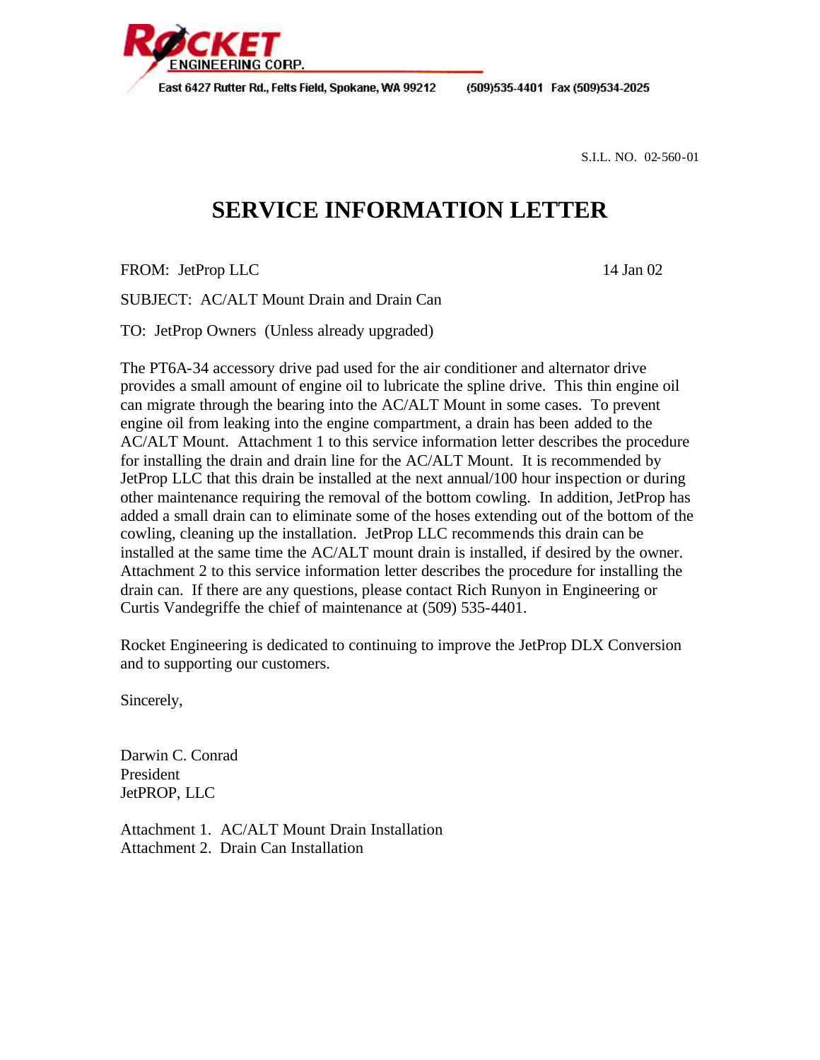ROCKET ENGINEERING CORP.

East 6427 Rutter Rd., Felts Field, Spokane, WA 99212 (509)535-4401 Fax (509)534-2025

S.I.L. NO. 02-560-01

# SERVICE INFORMATION LETTER

FROM: JetProp LLC 14 Jan 02

SUBJECT: AC/ALT Mount Drain and Drain Can

TO: JetProp Owners (Unless already upgraded)

The PT6A-34 accessory drive pad used for the air conditioner and alternator drive provides a small amount of engine oil to lubricate the spline drive. This thin engine oil can migrate through the bearing into the AC/ALT Mount in some cases. To prevent engine oil from leaking into the engine compartment, a drain has been added to the AC/ALT Mount. Attachment 1 to this service information letter describes the procedure for installing the drain and drain line for the AC/ALT Mount. It is recommended by JetProp LLC that this drain be installed at the next annual/100 hour inspection or during other maintenance requiring the removal of the bottom cowling. In addition, JetProp has added a small drain can to eliminate some of the hoses extending out of the bottom of the cowling, cleaning up the installation. JetProp LLC recommends this drain can be installed at the same time the AC/ALT mount drain is installed, if desired by the owner. Attachment 2 to this service information letter describes the procedure for installing the drain can. If there are any questions, please contact Rich Runyon in Engineering or Curtis Vandegriffe the chief of maintenance at (509) 535-4401.

Rocket Engineering is dedicated to continuing to improve the JetProp DLX Conversion and to supporting our customers.

Sincerely,

Darwin C. Conrad
President
JetPROP, LLC

Attachment 1. AC/ALT Mount Drain Installation
Attachment 2. Drain Can Installation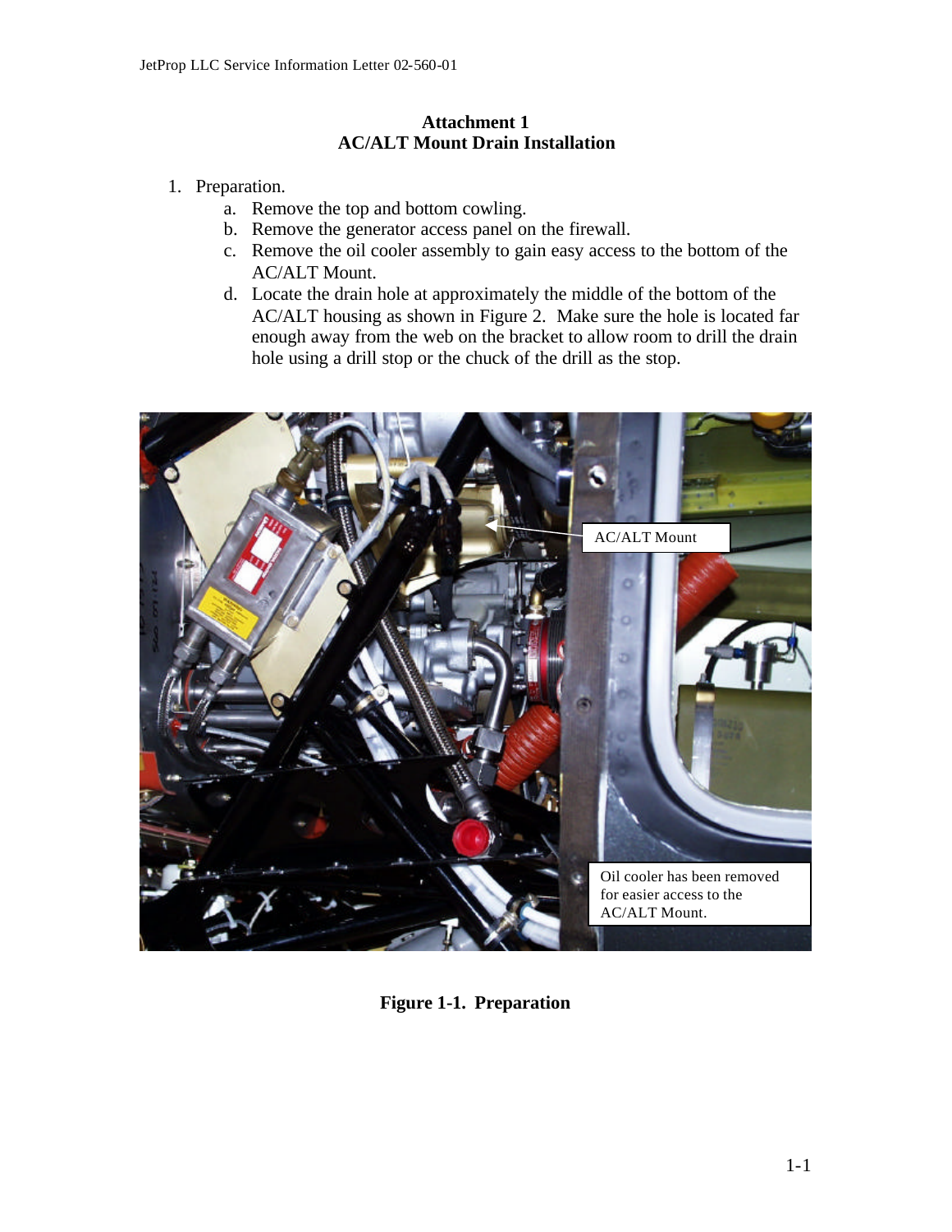## Attachment 1
## AC/ALT Mount Drain Installation

1. Preparation.
   a. Remove the top and bottom cowling.
   b. Remove the generator access panel on the firewall.
   c. Remove the oil cooler assembly to gain easy access to the bottom of the AC/ALT Mount.
   d. Locate the drain hole at approximately the middle of the bottom of the AC/ALT housing as shown in Figure 2. Make sure the hole is located far enough away from the web on the bracket to allow room to drill the drain hole using a drill stop or the chuck of the drill as the stop.

AC/ALT Mount

Oil cooler has been removed for easier access to the AC/ALT Mount.

**Figure 1-1. Preparation**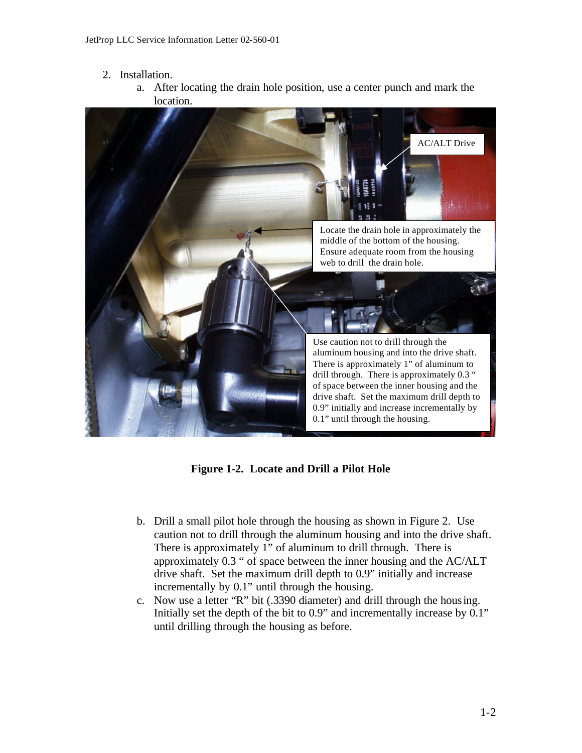2. Installation.
   a. After locating the drain hole position, use a center punch and mark the location.

AC/ALT Drive

Locate the drain hole in approximately the middle of the bottom of the housing. Ensure adequate room from the housing web to drill the drain hole.

Use caution not to drill through the aluminum housing and into the drive shaft. There is approximately 1" of aluminum to drill through. There is approximately 0.3 " of space between the inner housing and the drive shaft. Set the maximum drill depth to 0.9" initially and increase incrementally by 0.1" until through the housing.

**Figure 1-2. Locate and Drill a Pilot Hole**

   b. Drill a small pilot hole through the housing as shown in Figure 2. Use caution not to drill through the aluminum housing and into the drive shaft. There is approximately 1" of aluminum to drill through. There is approximately 0.3 " of space between the inner housing and the AC/ALT drive shaft. Set the maximum drill depth to 0.9" initially and increase incrementally by 0.1" until through the housing.
   c. Now use a letter "R" bit (.3390 diameter) and drill through the housing. Initially set the depth of the bit to 0.9" and incrementally increase by 0.1" until drilling through the housing as before.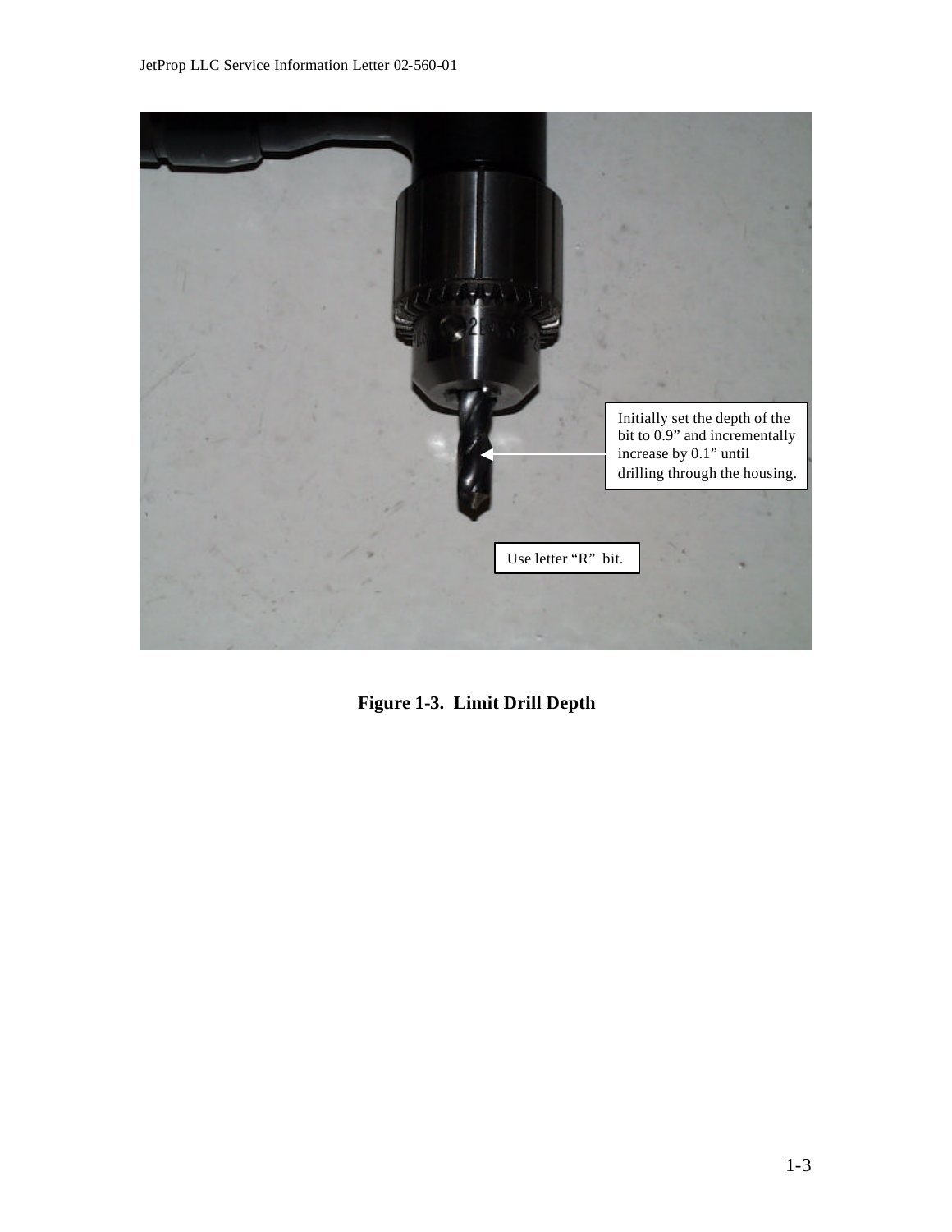Initially set the depth of the bit to 0.9" and incrementally increase by 0.1" until drilling through the housing.

Use letter "R" bit.

**Figure 1-3. Limit Drill Depth**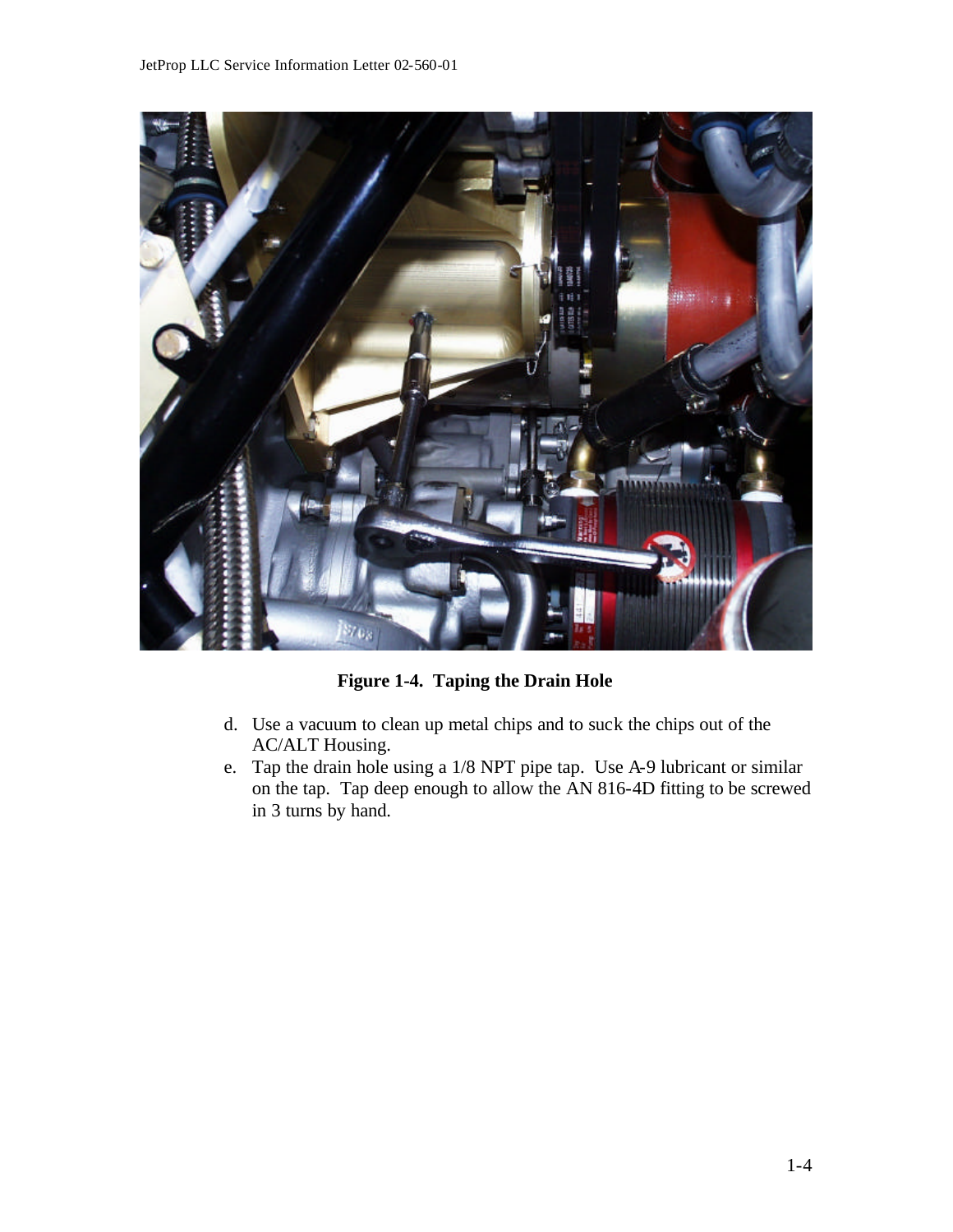**Figure 1-4. Taping the Drain Hole**

d. Use a vacuum to clean up metal chips and to suck the chips out of the AC/ALT Housing.
e. Tap the drain hole using a 1/8 NPT pipe tap. Use A-9 lubricant or similar on the tap. Tap deep enough to allow the AN 816-4D fitting to be screwed in 3 turns by hand.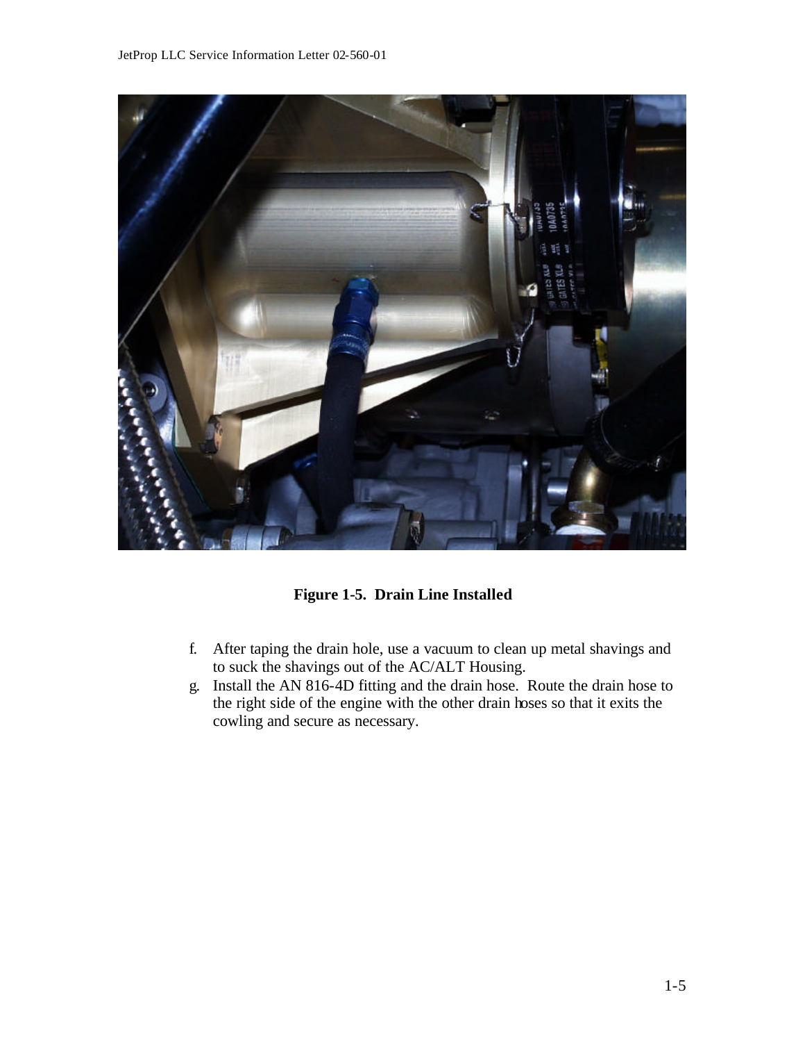**Figure 1-5. Drain Line Installed**

f. After taping the drain hole, use a vacuum to clean up metal shavings and to suck the shavings out of the AC/ALT Housing.
g. Install the AN 816-4D fitting and the drain hose. Route the drain hose to the right side of the engine with the other drain hoses so that it exits the cowling and secure as necessary.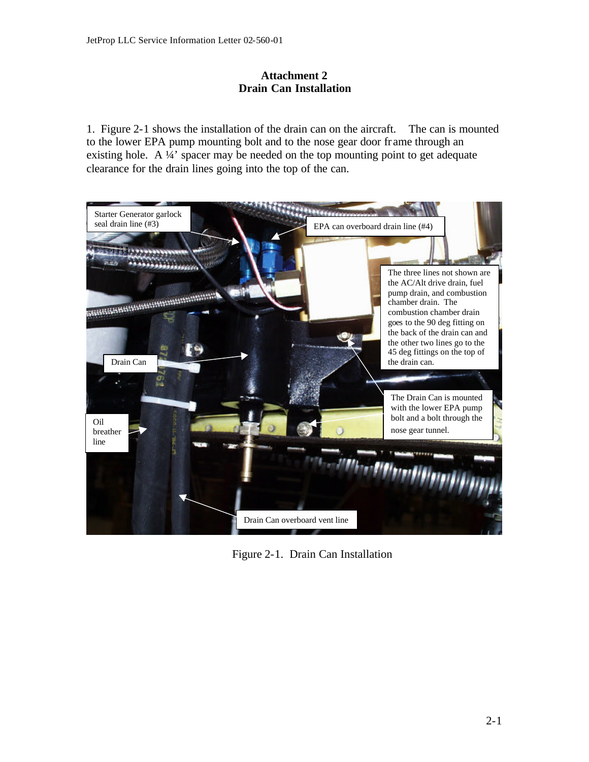## Attachment 2
## Drain Can Installation

1. Figure 2-1 shows the installation of the drain can on the aircraft. The can is mounted to the lower EPA pump mounting bolt and to the nose gear door frame through an existing hole. A ¼' spacer may be needed on the top mounting point to get adequate clearance for the drain lines going into the top of the can.

Starter Generator garlock seal drain line (#3)

EPA can overboard drain line (#4)

The three lines not shown are the AC/Alt drive drain, fuel pump drain, and combustion chamber drain. The combustion chamber drain goes to the 90 deg fitting on the back of the drain can and the other two lines go to the 45 deg fittings on the top of the drain can.

Drain Can

The Drain Can is mounted with the lower EPA pump bolt and a bolt through the nose gear tunnel.

Oil breather line

Drain Can overboard vent line

Figure 2-1. Drain Can Installation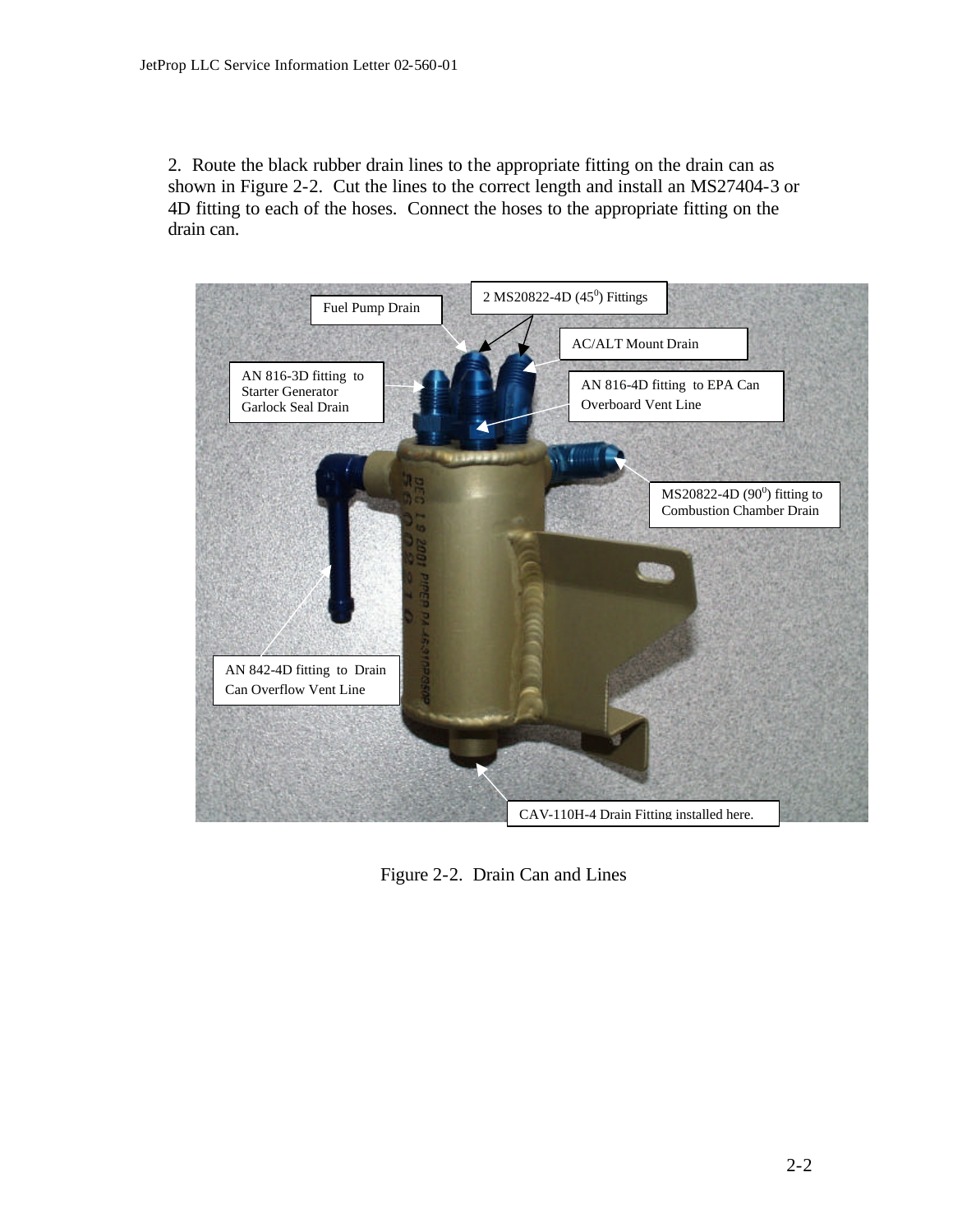2. Route the black rubber drain lines to the appropriate fitting on the drain can as shown in Figure 2-2. Cut the lines to the correct length and install an MS27404-3 or 4D fitting to each of the hoses. Connect the hoses to the appropriate fitting on the drain can.

Fuel Pump Drain

2 MS20822-4D ($45^0$) Fittings

AC/ALT Mount Drain

AN 816-3D fitting to Starter Generator Garlock Seal Drain

AN 816-4D fitting to EPA Can Overboard Vent Line

MS20822-4D ($90^0$) fitting to Combustion Chamber Drain

AN 842-4D fitting to Drain Can Overflow Vent Line

CAV-110H-4 Drain Fitting installed here.

Figure 2-2. Drain Can and Lines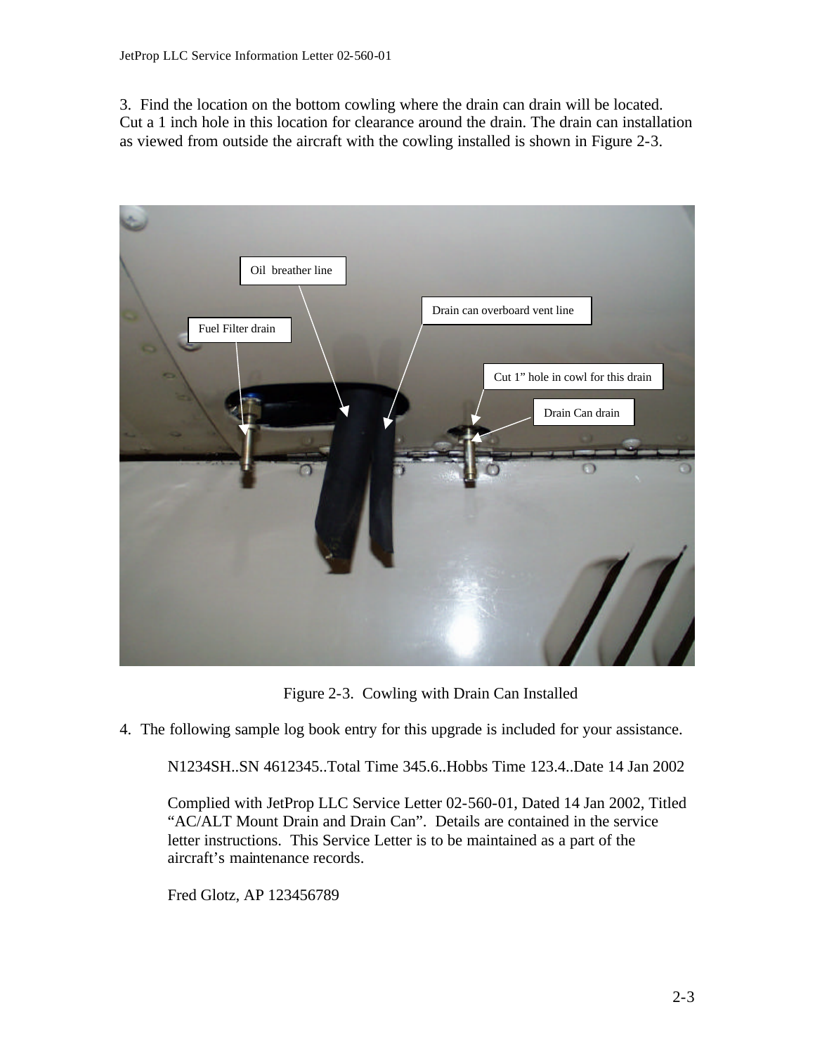3. Find the location on the bottom cowling where the drain can drain will be located. Cut a 1 inch hole in this location for clearance around the drain. The drain can installation as viewed from outside the aircraft with the cowling installed is shown in Figure 2-3.

Oil breather line

Drain can overboard vent line

Fuel Filter drain

Cut 1" hole in cowl for this drain

Drain Can drain

Figure 2-3. Cowling with Drain Can Installed

4. The following sample log book entry for this upgrade is included for your assistance.

N1234SH..SN 4612345..Total Time 345.6..Hobbs Time 123.4..Date 14 Jan 2002

Complied with JetProp LLC Service Letter 02-560-01, Dated 14 Jan 2002, Titled "AC/ALT Mount Drain and Drain Can". Details are contained in the service letter instructions. This Service Letter is to be maintained as a part of the aircraft's maintenance records.

Fred Glotz, AP 123456789